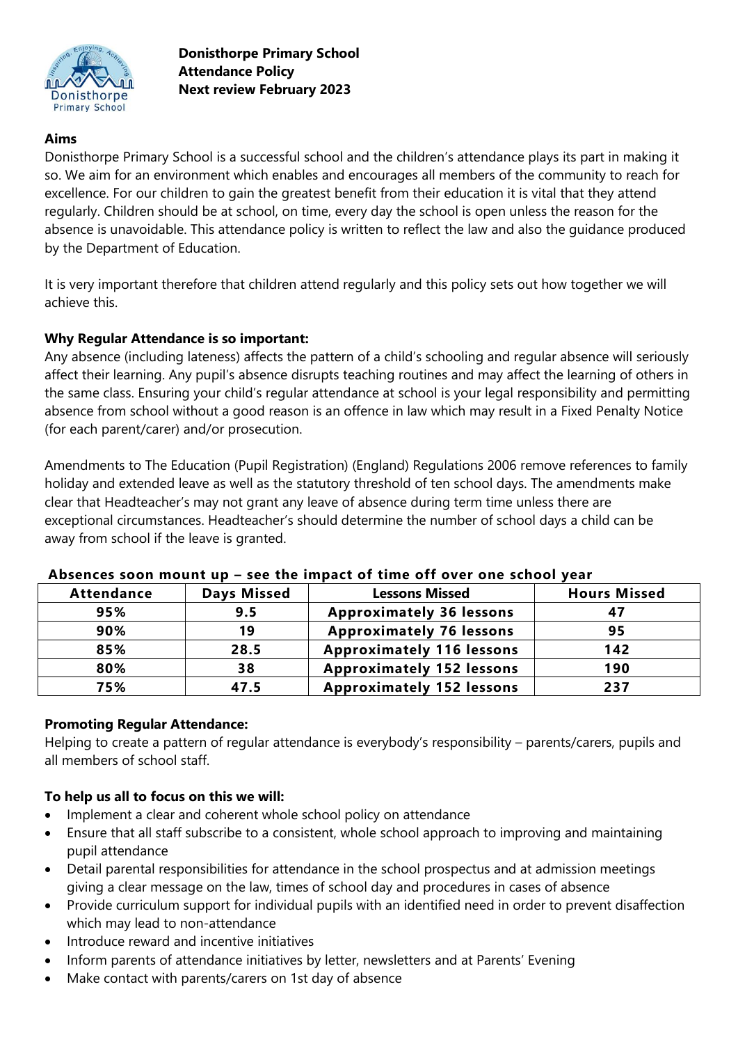**Donisthorpe Primary School**
**Attendance Policy**
**Next review February 2023**

## Aims

Donisthorpe Primary School is a successful school and the children's attendance plays its part in making it so. We aim for an environment which enables and encourages all members of the community to reach for excellence. For our children to gain the greatest benefit from their education it is vital that they attend regularly. Children should be at school, on time, every day the school is open unless the reason for the absence is unavoidable. This attendance policy is written to reflect the law and also the guidance produced by the Department of Education.

It is very important therefore that children attend regularly and this policy sets out how together we will achieve this.

## Why Regular Attendance is so important:

Any absence (including lateness) affects the pattern of a child's schooling and regular absence will seriously affect their learning. Any pupil's absence disrupts teaching routines and may affect the learning of others in the same class. Ensuring your child's regular attendance at school is your legal responsibility and permitting absence from school without a good reason is an offence in law which may result in a Fixed Penalty Notice (for each parent/carer) and/or prosecution.

Amendments to The Education (Pupil Registration) (England) Regulations 2006 remove references to family holiday and extended leave as well as the statutory threshold of ten school days. The amendments make clear that Headteacher's may not grant any leave of absence during term time unless there are exceptional circumstances. Headteacher's should determine the number of school days a child can be away from school if the leave is granted.

**Absences soon mount up – see the impact of time off over one school year**

| Attendance | Days Missed | Lessons Missed | Hours Missed |
|---|---|---|---|
| 95% | 9.5 | Approximately 36 lessons | 47 |
| 90% | 19 | Approximately 76 lessons | 95 |
| 85% | 28.5 | Approximately 116 lessons | 142 |
| 80% | 38 | Approximately 152 lessons | 190 |
| 75% | 47.5 | Approximately 152 lessons | 237 |

## Promoting Regular Attendance:

Helping to create a pattern of regular attendance is everybody's responsibility – parents/carers, pupils and all members of school staff.

### To help us all to focus on this we will:

- Implement a clear and coherent whole school policy on attendance
- Ensure that all staff subscribe to a consistent, whole school approach to improving and maintaining pupil attendance
- Detail parental responsibilities for attendance in the school prospectus and at admission meetings giving a clear message on the law, times of school day and procedures in cases of absence
- Provide curriculum support for individual pupils with an identified need in order to prevent disaffection which may lead to non-attendance
- Introduce reward and incentive initiatives
- Inform parents of attendance initiatives by letter, newsletters and at Parents' Evening
- Make contact with parents/carers on 1st day of absence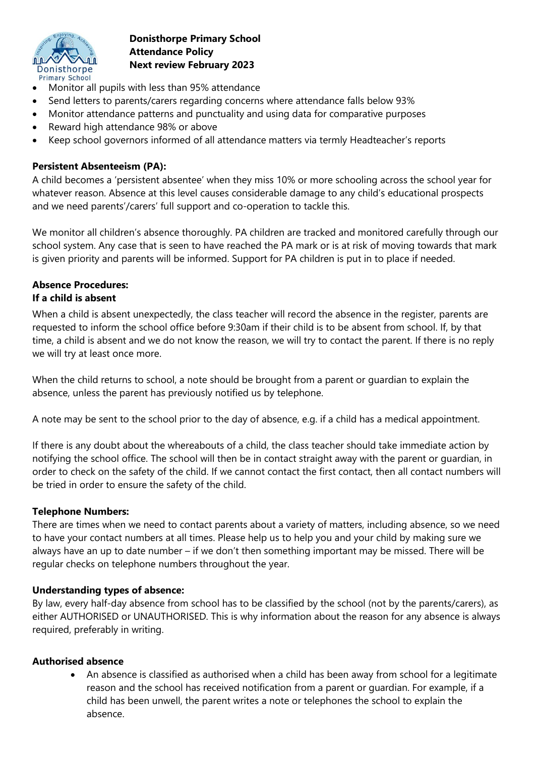- Monitor all pupils with less than 95% attendance
- Send letters to parents/carers regarding concerns where attendance falls below 93%
- Monitor attendance patterns and punctuality and using data for comparative purposes
- Reward high attendance 98% or above
- Keep school governors informed of all attendance matters via termly Headteacher's reports

**Persistent Absenteeism (PA):**

A child becomes a 'persistent absentee' when they miss 10% or more schooling across the school year for whatever reason. Absence at this level causes considerable damage to any child's educational prospects and we need parents'/carers' full support and co-operation to tackle this.

We monitor all children's absence thoroughly. PA children are tracked and monitored carefully through our school system. Any case that is seen to have reached the PA mark or is at risk of moving towards that mark is given priority and parents will be informed. Support for PA children is put in to place if needed.

**Absence Procedures:**

**If a child is absent**

When a child is absent unexpectedly, the class teacher will record the absence in the register, parents are requested to inform the school office before 9:30am if their child is to be absent from school. If, by that time, a child is absent and we do not know the reason, we will try to contact the parent. If there is no reply we will try at least once more.

When the child returns to school, a note should be brought from a parent or guardian to explain the absence, unless the parent has previously notified us by telephone.

A note may be sent to the school prior to the day of absence, e.g. if a child has a medical appointment.

If there is any doubt about the whereabouts of a child, the class teacher should take immediate action by notifying the school office. The school will then be in contact straight away with the parent or guardian, in order to check on the safety of the child. If we cannot contact the first contact, then all contact numbers will be tried in order to ensure the safety of the child.

**Telephone Numbers:**

There are times when we need to contact parents about a variety of matters, including absence, so we need to have your contact numbers at all times. Please help us to help you and your child by making sure we always have an up to date number – if we don't then something important may be missed. There will be regular checks on telephone numbers throughout the year.

**Understanding types of absence:**

By law, every half-day absence from school has to be classified by the school (not by the parents/carers), as either AUTHORISED or UNAUTHORISED. This is why information about the reason for any absence is always required, preferably in writing.

**Authorised absence**

- An absence is classified as authorised when a child has been away from school for a legitimate reason and the school has received notification from a parent or guardian. For example, if a child has been unwell, the parent writes a note or telephones the school to explain the absence.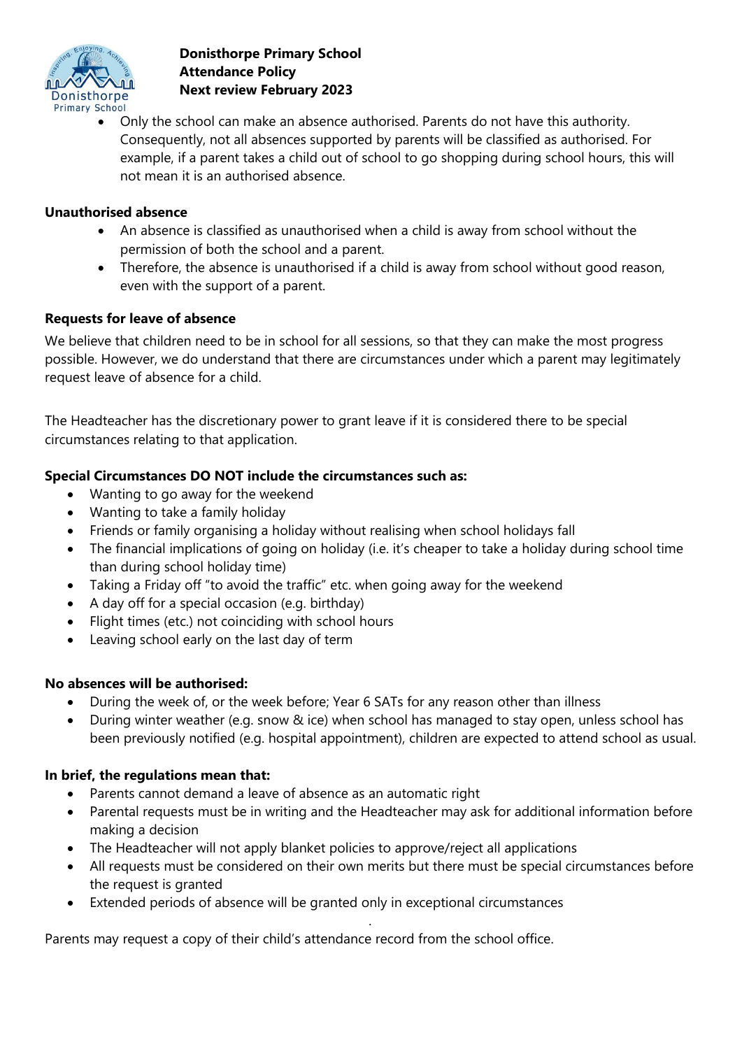- Only the school can make an absence authorised. Parents do not have this authority. Consequently, not all absences supported by parents will be classified as authorised. For example, if a parent takes a child out of school to go shopping during school hours, this will not mean it is an authorised absence.

**Unauthorised absence**

- An absence is classified as unauthorised when a child is away from school without the permission of both the school and a parent.
- Therefore, the absence is unauthorised if a child is away from school without good reason, even with the support of a parent.

**Requests for leave of absence**

We believe that children need to be in school for all sessions, so that they can make the most progress possible. However, we do understand that there are circumstances under which a parent may legitimately request leave of absence for a child.

The Headteacher has the discretionary power to grant leave if it is considered there to be special circumstances relating to that application.

**Special Circumstances DO NOT include the circumstances such as:**

- Wanting to go away for the weekend
- Wanting to take a family holiday
- Friends or family organising a holiday without realising when school holidays fall
- The financial implications of going on holiday (i.e. it's cheaper to take a holiday during school time than during school holiday time)
- Taking a Friday off "to avoid the traffic" etc. when going away for the weekend
- A day off for a special occasion (e.g. birthday)
- Flight times (etc.) not coinciding with school hours
- Leaving school early on the last day of term

**No absences will be authorised:**

- During the week of, or the week before; Year 6 SATs for any reason other than illness
- During winter weather (e.g. snow & ice) when school has managed to stay open, unless school has been previously notified (e.g. hospital appointment), children are expected to attend school as usual.

**In brief, the regulations mean that:**

- Parents cannot demand a leave of absence as an automatic right
- Parental requests must be in writing and the Headteacher may ask for additional information before making a decision
- The Headteacher will not apply blanket policies to approve/reject all applications
- All requests must be considered on their own merits but there must be special circumstances before the request is granted
- Extended periods of absence will be granted only in exceptional circumstances

Parents may request a copy of their child's attendance record from the school office.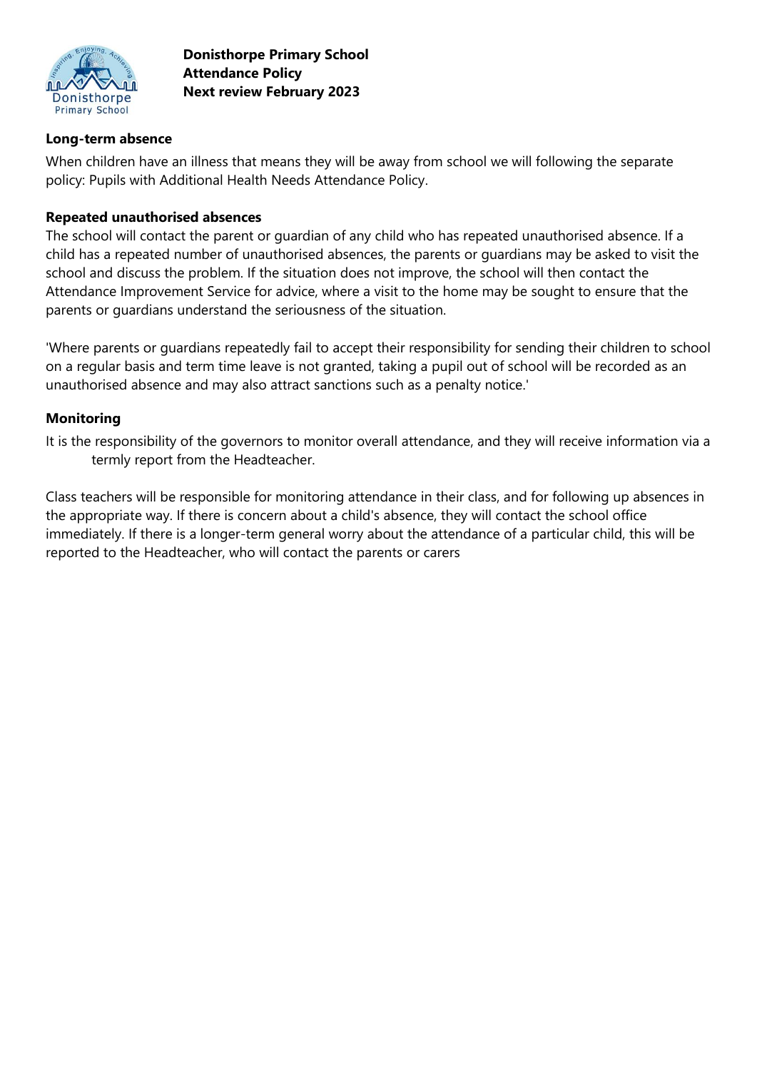## Long-term absence

When children have an illness that means they will be away from school we will following the separate policy: Pupils with Additional Health Needs Attendance Policy.

## Repeated unauthorised absences

The school will contact the parent or guardian of any child who has repeated unauthorised absence. If a child has a repeated number of unauthorised absences, the parents or guardians may be asked to visit the school and discuss the problem. If the situation does not improve, the school will then contact the Attendance Improvement Service for advice, where a visit to the home may be sought to ensure that the parents or guardians understand the seriousness of the situation.

'Where parents or guardians repeatedly fail to accept their responsibility for sending their children to school on a regular basis and term time leave is not granted, taking a pupil out of school will be recorded as an unauthorised absence and may also attract sanctions such as a penalty notice.'

## Monitoring

It is the responsibility of the governors to monitor overall attendance, and they will receive information via a termly report from the Headteacher.

Class teachers will be responsible for monitoring attendance in their class, and for following up absences in the appropriate way. If there is concern about a child's absence, they will contact the school office immediately. If there is a longer-term general worry about the attendance of a particular child, this will be reported to the Headteacher, who will contact the parents or carers